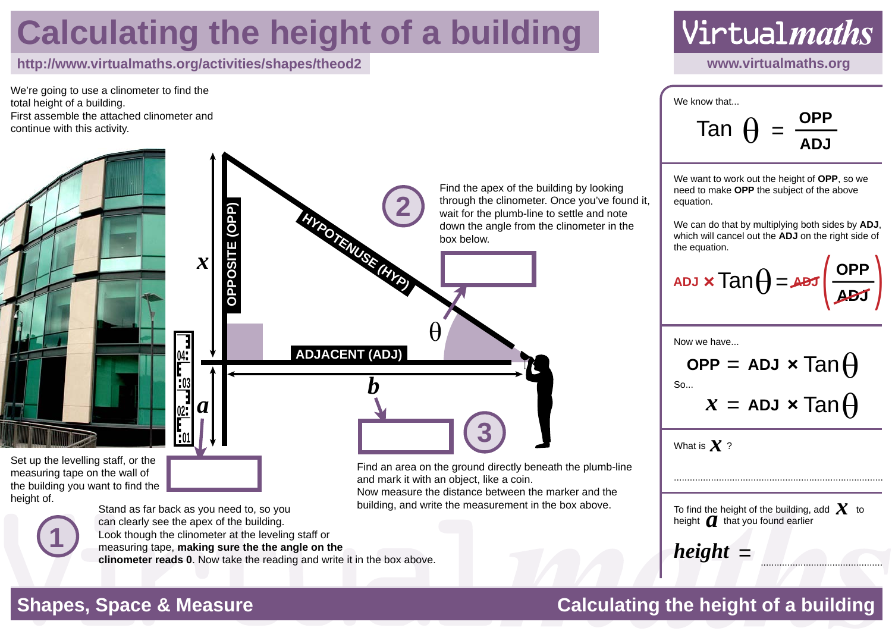# Calculating the height of a building

http://www.virtualmaths.org/activities/shapes/theod2

We're going to use a clinometer to find the total height of a building.
First assemble the attached clinometer and continue with this activity.

**1** Set up the levelling staff, or the measuring tape on the wall of the building you want to find the height of.

Stand as far back as you need to, so you can clearly see the apex of the building.
Look though the clinometer at the leveling staff or measuring tape, **making sure the the angle on the clinometer reads 0**. Now take the reading and write it in the box above.

**2** Find the apex of the building by looking through the clinometer. Once you've found it, wait for the plumb-line to settle and note down the angle from the clinometer in the box below.

**3** Find an area on the ground directly beneath the plumb-line and mark it with an object, like a coin.
Now measure the distance between the marker and the building, and write the measurement in the box above.

---

We know that...

$$\text{Tan}\ \theta = \frac{\textbf{OPP}}{\textbf{ADJ}}$$

We want to work out the height of **OPP**, so we need to make **OPP** the subject of the above equation.

We can do that by multiplying both sides by **ADJ**, which will cancel out the **ADJ** on the right side of the equation.

$$\textbf{ADJ} \times \text{Tan}\,\theta = \textbf{ADJ}\left(\frac{\textbf{OPP}}{\textbf{ADJ}}\right)$$

Now we have...

$$\textbf{OPP} = \textbf{ADJ} \times \text{Tan}\,\theta$$

So...

$$x = \textbf{ADJ} \times \text{Tan}\,\theta$$

What is $x$ ?

.............................................................................

To find the height of the building, add $x$ to height $a$ that you found earlier

***height*** = .............................................

Shapes, Space & Measure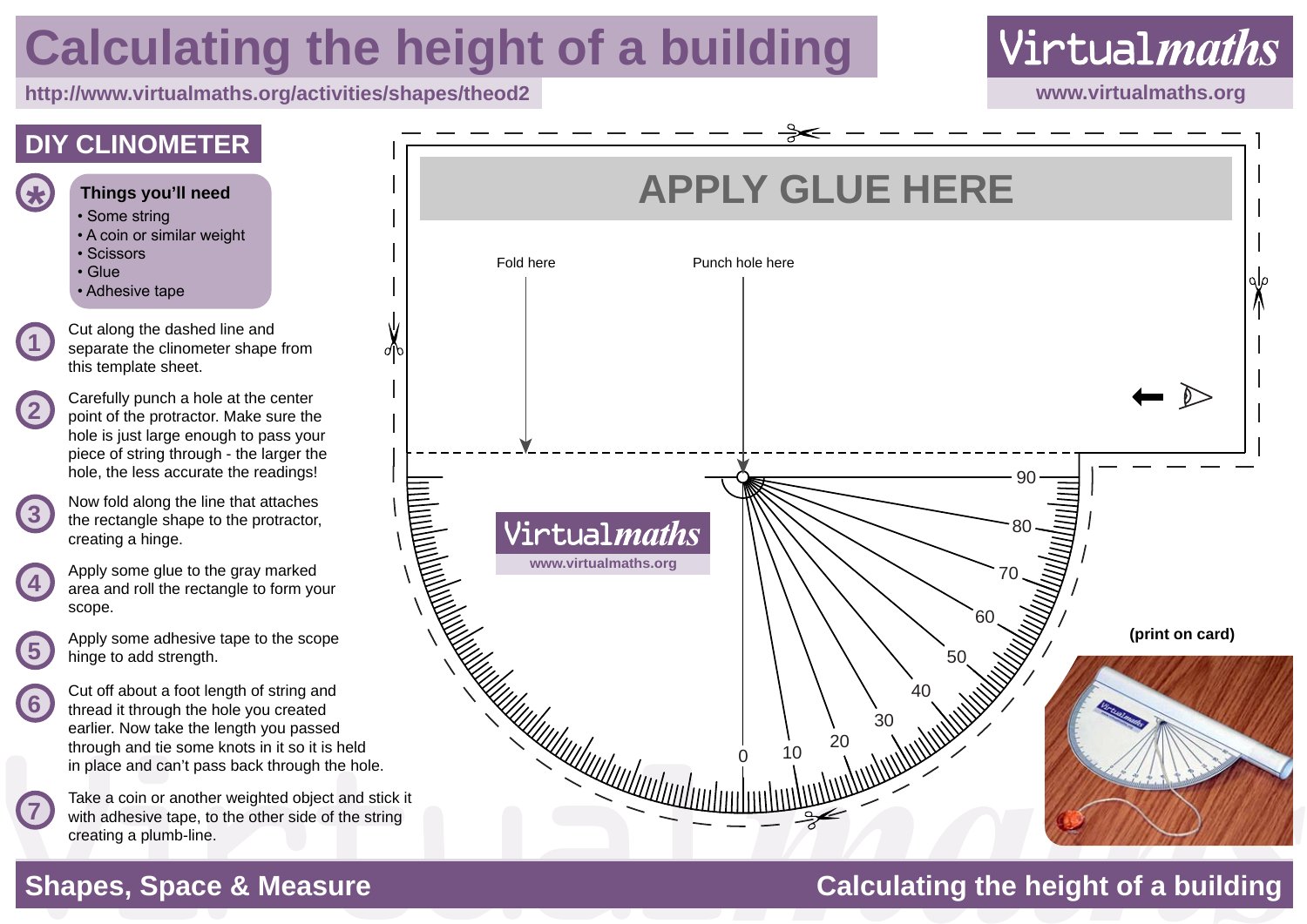# Calculating the height of a building

http://www.virtualmaths.org/activities/shapes/theod2

## DIY CLINOMETER

**Things you'll need**

- Some string
- A coin or similar weight
- Scissors
- Glue
- Adhesive tape

1. Cut along the dashed line and separate the clinometer shape from this template sheet.
2. Carefully punch a hole at the center point of the protractor. Make sure the hole is just large enough to pass your piece of string through - the larger the hole, the less accurate the readings!
3. Now fold along the line that attaches the rectangle shape to the protractor, creating a hinge.
4. Apply some glue to the gray marked area and roll the rectangle to form your scope.
5. Apply some adhesive tape to the scope hinge to add strength.
6. Cut off about a foot length of string and thread it through the hole you created earlier. Now take the length you passed through and tie some knots in it so it is held in place and can't pass back through the hole.
7. Take a coin or another weighted object and stick it with adhesive tape, to the other side of the string creating a plumb-line.

APPLY GLUE HERE

Fold here

Punch hole here

0 10 20 30 40 50 60 70 80 90

**(print on card)**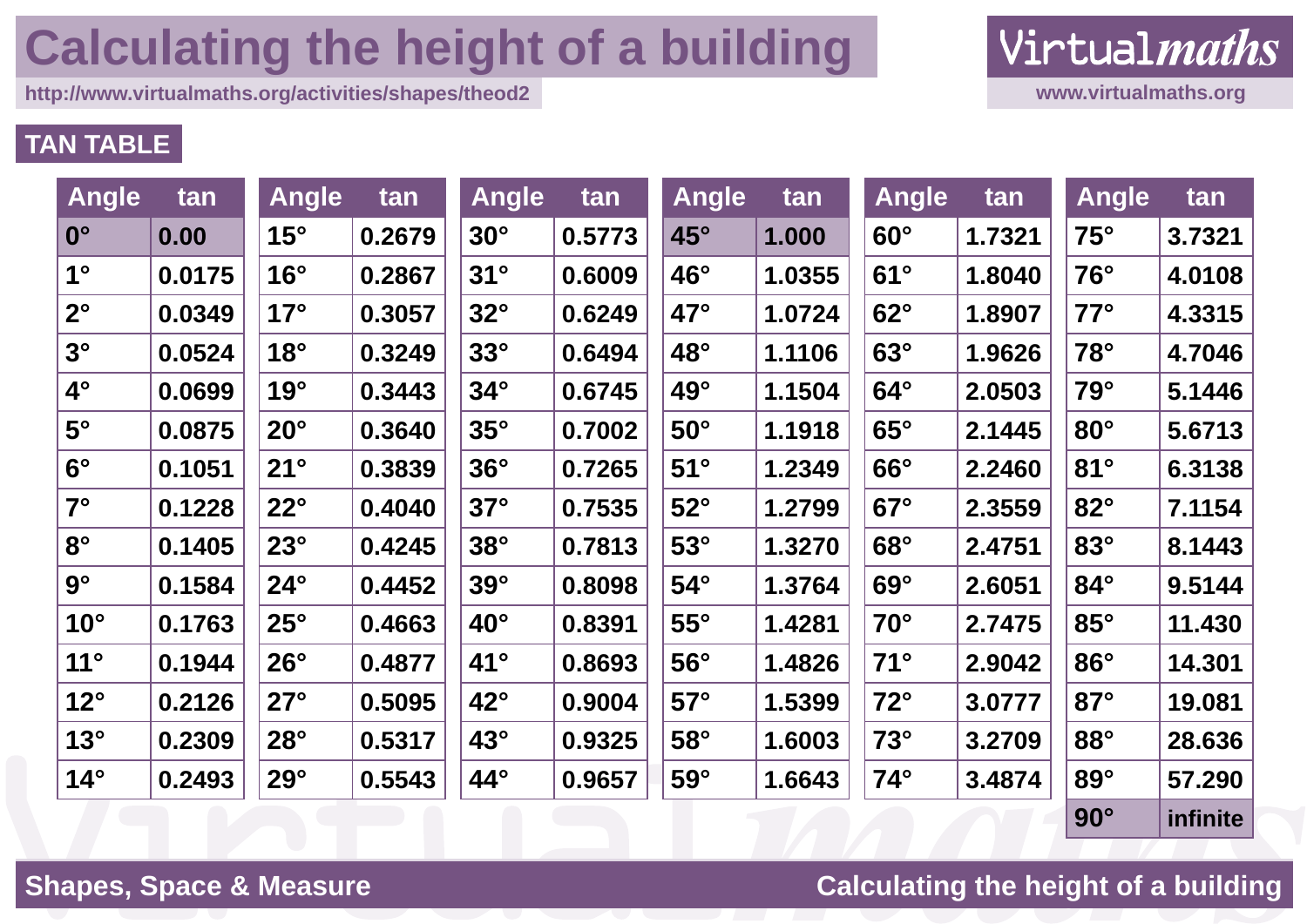# Calculating the height of a building

http://www.virtualmaths.org/activities/shapes/theod2

Virtualmaths
www.virtualmaths.org

## TAN TABLE

| Angle | tan | Angle | tan | Angle | tan | Angle | tan | Angle | tan | Angle | tan |
|---|---|---|---|---|---|---|---|---|---|---|---|
| 0° | 0.00 | 15° | 0.2679 | 30° | 0.5773 | 45° | 1.000 | 60° | 1.7321 | 75° | 3.7321 |
| 1° | 0.0175 | 16° | 0.2867 | 31° | 0.6009 | 46° | 1.0355 | 61° | 1.8040 | 76° | 4.0108 |
| 2° | 0.0349 | 17° | 0.3057 | 32° | 0.6249 | 47° | 1.0724 | 62° | 1.8907 | 77° | 4.3315 |
| 3° | 0.0524 | 18° | 0.3249 | 33° | 0.6494 | 48° | 1.1106 | 63° | 1.9626 | 78° | 4.7046 |
| 4° | 0.0699 | 19° | 0.3443 | 34° | 0.6745 | 49° | 1.1504 | 64° | 2.0503 | 79° | 5.1446 |
| 5° | 0.0875 | 20° | 0.3640 | 35° | 0.7002 | 50° | 1.1918 | 65° | 2.1445 | 80° | 5.6713 |
| 6° | 0.1051 | 21° | 0.3839 | 36° | 0.7265 | 51° | 1.2349 | 66° | 2.2460 | 81° | 6.3138 |
| 7° | 0.1228 | 22° | 0.4040 | 37° | 0.7535 | 52° | 1.2799 | 67° | 2.3559 | 82° | 7.1154 |
| 8° | 0.1405 | 23° | 0.4245 | 38° | 0.7813 | 53° | 1.3270 | 68° | 2.4751 | 83° | 8.1443 |
| 9° | 0.1584 | 24° | 0.4452 | 39° | 0.8098 | 54° | 1.3764 | 69° | 2.6051 | 84° | 9.5144 |
| 10° | 0.1763 | 25° | 0.4663 | 40° | 0.8391 | 55° | 1.4281 | 70° | 2.7475 | 85° | 11.430 |
| 11° | 0.1944 | 26° | 0.4877 | 41° | 0.8693 | 56° | 1.4826 | 71° | 2.9042 | 86° | 14.301 |
| 12° | 0.2126 | 27° | 0.5095 | 42° | 0.9004 | 57° | 1.5399 | 72° | 3.0777 | 87° | 19.081 |
| 13° | 0.2309 | 28° | 0.5317 | 43° | 0.9325 | 58° | 1.6003 | 73° | 3.2709 | 88° | 28.636 |
| 14° | 0.2493 | 29° | 0.5543 | 44° | 0.9657 | 59° | 1.6643 | 74° | 3.4874 | 89° | 57.290 |
| | | | | | | | | | | 90° | infinite |

Shapes, Space & Measure

Calculating the height of a building